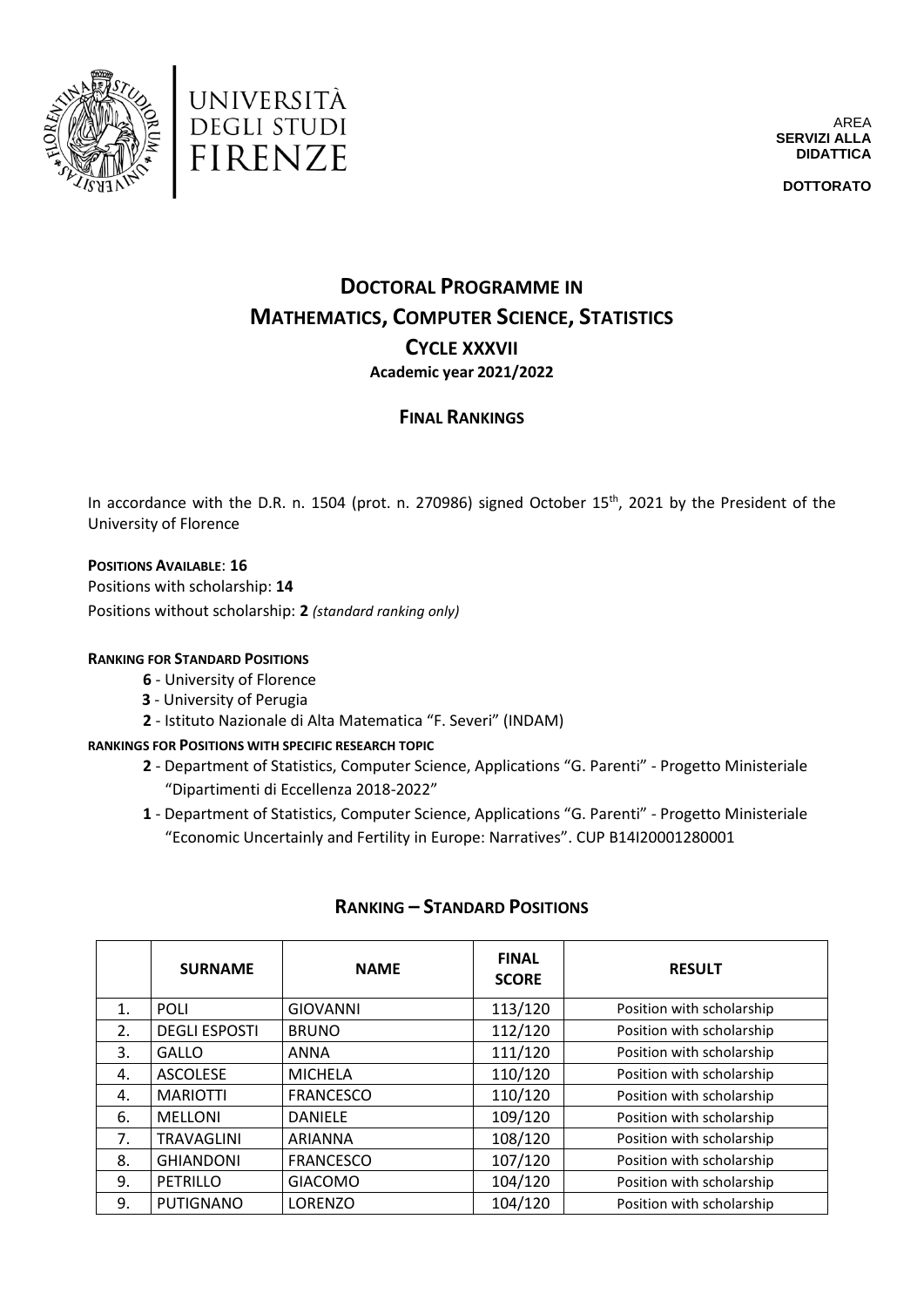UNIVERSITÀ DEGLI STUDI FIRENZE

AREA **SERVIZI ALLA DIDATTICA**

**DOTTORATO**

# DOCTORAL PROGRAMME IN MATHEMATICS, COMPUTER SCIENCE, STATISTICS

## CYCLE XXXVII

**Academic year 2021/2022**

## FINAL RANKINGS

In accordance with the D.R. n. 1504 (prot. n. 270986) signed October 15th, 2021 by the President of the University of Florence

**POSITIONS AVAILABLE**: **16**

Positions with scholarship: **14**

Positions without scholarship: **2** *(standard ranking only)*

**RANKING FOR STANDARD POSITIONS**

- **6** - University of Florence
- **3** - University of Perugia
- **2** - Istituto Nazionale di Alta Matematica "F. Severi" (INDAM)

**RANKINGS FOR POSITIONS WITH SPECIFIC RESEARCH TOPIC**

- **2** - Department of Statistics, Computer Science, Applications "G. Parenti" - Progetto Ministeriale "Dipartimenti di Eccellenza 2018-2022"
- **1** - Department of Statistics, Computer Science, Applications "G. Parenti" - Progetto Ministeriale "Economic Uncertainly and Fertility in Europe: Narratives". CUP B14I20001280001

## RANKING – STANDARD POSITIONS

| | SURNAME | NAME | FINAL SCORE | RESULT |
|---|---|---|---|---|
| 1. | POLI | GIOVANNI | 113/120 | Position with scholarship |
| 2. | DEGLI ESPOSTI | BRUNO | 112/120 | Position with scholarship |
| 3. | GALLO | ANNA | 111/120 | Position with scholarship |
| 4. | ASCOLESE | MICHELA | 110/120 | Position with scholarship |
| 4. | MARIOTTI | FRANCESCO | 110/120 | Position with scholarship |
| 6. | MELLONI | DANIELE | 109/120 | Position with scholarship |
| 7. | TRAVAGLINI | ARIANNA | 108/120 | Position with scholarship |
| 8. | GHIANDONI | FRANCESCO | 107/120 | Position with scholarship |
| 9. | PETRILLO | GIACOMO | 104/120 | Position with scholarship |
| 9. | PUTIGNANO | LORENZO | 104/120 | Position with scholarship |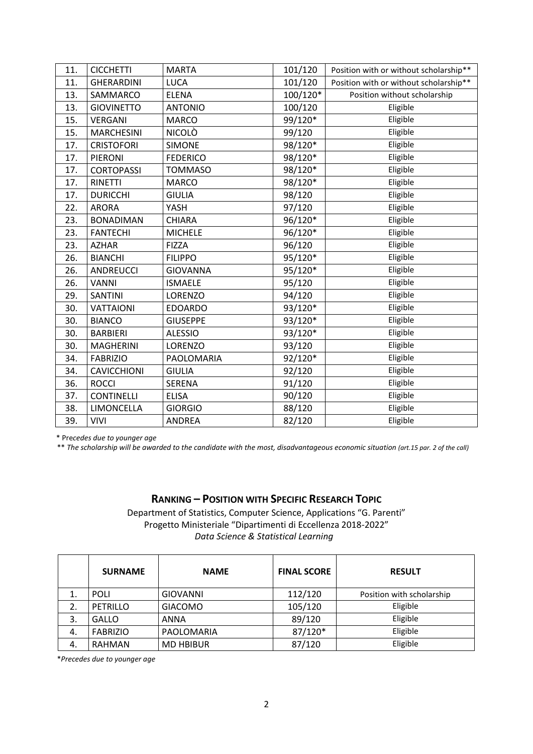| | | | | |
|---|---|---|---|---|
| 11. | CICCHETTI | MARTA | 101/120 | Position with or without scholarship** |
| 11. | GHERARDINI | LUCA | 101/120 | Position with or without scholarship** |
| 13. | SAMMARCO | ELENA | 100/120* | Position without scholarship |
| 13. | GIOVINETTO | ANTONIO | 100/120 | Eligible |
| 15. | VERGANI | MARCO | 99/120* | Eligible |
| 15. | MARCHESINI | NICOLÒ | 99/120 | Eligible |
| 17. | CRISTOFORI | SIMONE | 98/120* | Eligible |
| 17. | PIERONI | FEDERICO | 98/120* | Eligible |
| 17. | CORTOPASSI | TOMMASO | 98/120* | Eligible |
| 17. | RINETTI | MARCO | 98/120* | Eligible |
| 17. | DURICCHI | GIULIA | 98/120 | Eligible |
| 22. | ARORA | YASH | 97/120 | Eligible |
| 23. | BONADIMAN | CHIARA | 96/120* | Eligible |
| 23. | FANTECHI | MICHELE | 96/120* | Eligible |
| 23. | AZHAR | FIZZA | 96/120 | Eligible |
| 26. | BIANCHI | FILIPPO | 95/120* | Eligible |
| 26. | ANDREUCCI | GIOVANNA | 95/120* | Eligible |
| 26. | VANNI | ISMAELE | 95/120 | Eligible |
| 29. | SANTINI | LORENZO | 94/120 | Eligible |
| 30. | VATTAIONI | EDOARDO | 93/120* | Eligible |
| 30. | BIANCO | GIUSEPPE | 93/120* | Eligible |
| 30. | BARBIERI | ALESSIO | 93/120* | Eligible |
| 30. | MAGHERINI | LORENZO | 93/120 | Eligible |
| 34. | FABRIZIO | PAOLOMARIA | 92/120* | Eligible |
| 34. | CAVICCHIONI | GIULIA | 92/120 | Eligible |
| 36. | ROCCI | SERENA | 91/120 | Eligible |
| 37. | CONTINELLI | ELISA | 90/120 | Eligible |
| 38. | LIMONCELLA | GIORGIO | 88/120 | Eligible |
| 39. | VIVI | ANDREA | 82/120 | Eligible |

\* P*recedes due to younger age*

** *The scholarship will be awarded to the candidate with the most, disadvantageous economic situation (art.15 par. 2 of the call)*

## RANKING – POSITION WITH SPECIFIC RESEARCH TOPIC

Department of Statistics, Computer Science, Applications "G. Parenti"
Progetto Ministeriale "Dipartimenti di Eccellenza 2018-2022"
*Data Science & Statistical Learning*

| | SURNAME | NAME | FINAL SCORE | RESULT |
|---|---|---|---|---|
| 1. | POLI | GIOVANNI | 112/120 | Position with scholarship |
| 2. | PETRILLO | GIACOMO | 105/120 | Eligible |
| 3. | GALLO | ANNA | 89/120 | Eligible |
| 4. | FABRIZIO | PAOLOMARIA | 87/120* | Eligible |
| 4. | RAHMAN | MD HBIBUR | 87/120 | Eligible |

**Precedes due to younger age*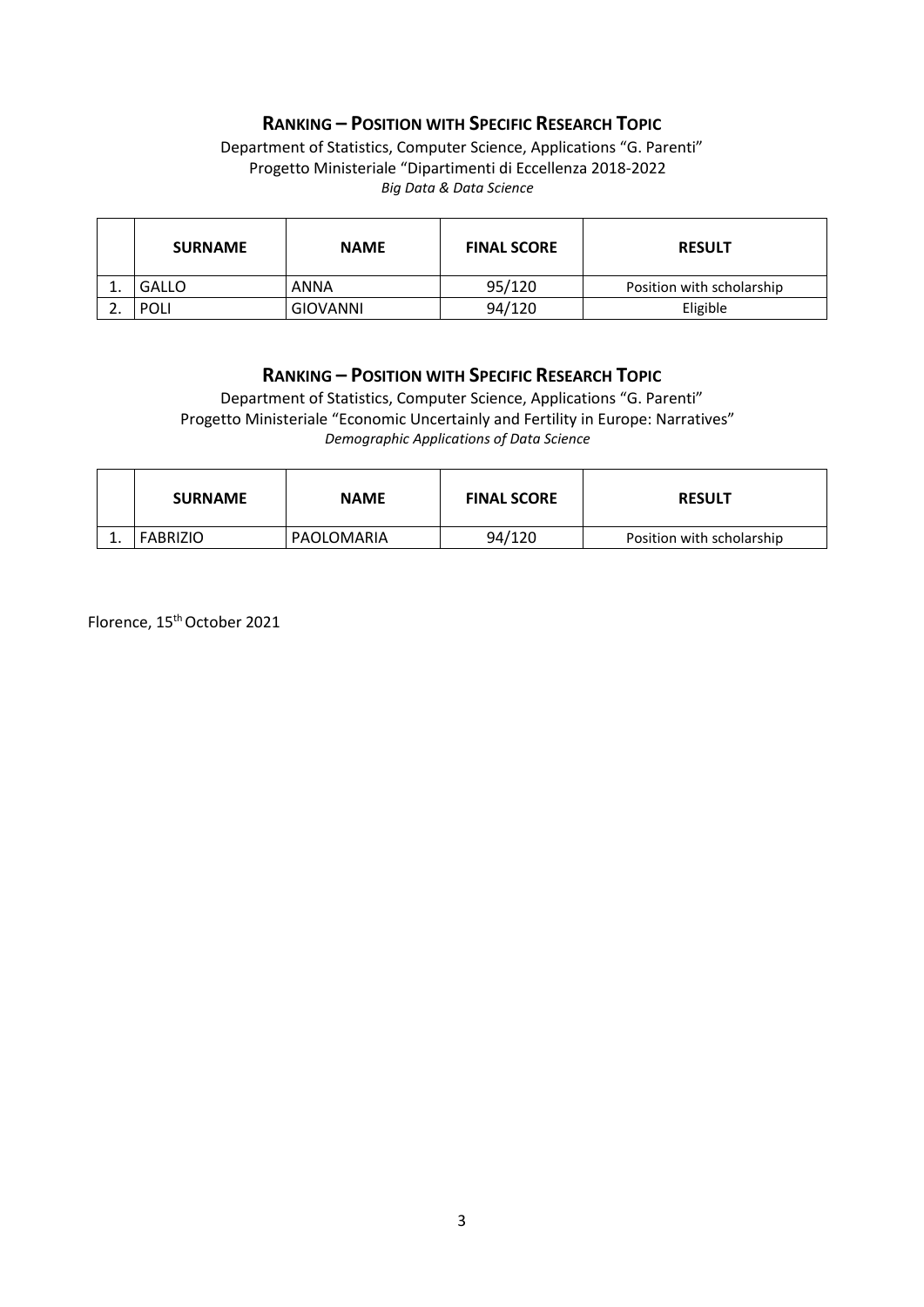## RANKING – POSITION WITH SPECIFIC RESEARCH TOPIC

Department of Statistics, Computer Science, Applications "G. Parenti"
Progetto Ministeriale "Dipartimenti di Eccellenza 2018-2022
*Big Data & Data Science*

| | SURNAME | NAME | FINAL SCORE | RESULT |
|---|---|---|---|---|
| 1. | GALLO | ANNA | 95/120 | Position with scholarship |
| 2. | POLI | GIOVANNI | 94/120 | Eligible |

## RANKING – POSITION WITH SPECIFIC RESEARCH TOPIC

Department of Statistics, Computer Science, Applications "G. Parenti"
Progetto Ministeriale "Economic Uncertainly and Fertility in Europe: Narratives"
*Demographic Applications of Data Science*

| | SURNAME | NAME | FINAL SCORE | RESULT |
|---|---|---|---|---|
| 1. | FABRIZIO | PAOLOMARIA | 94/120 | Position with scholarship |

Florence, 15th October 2021